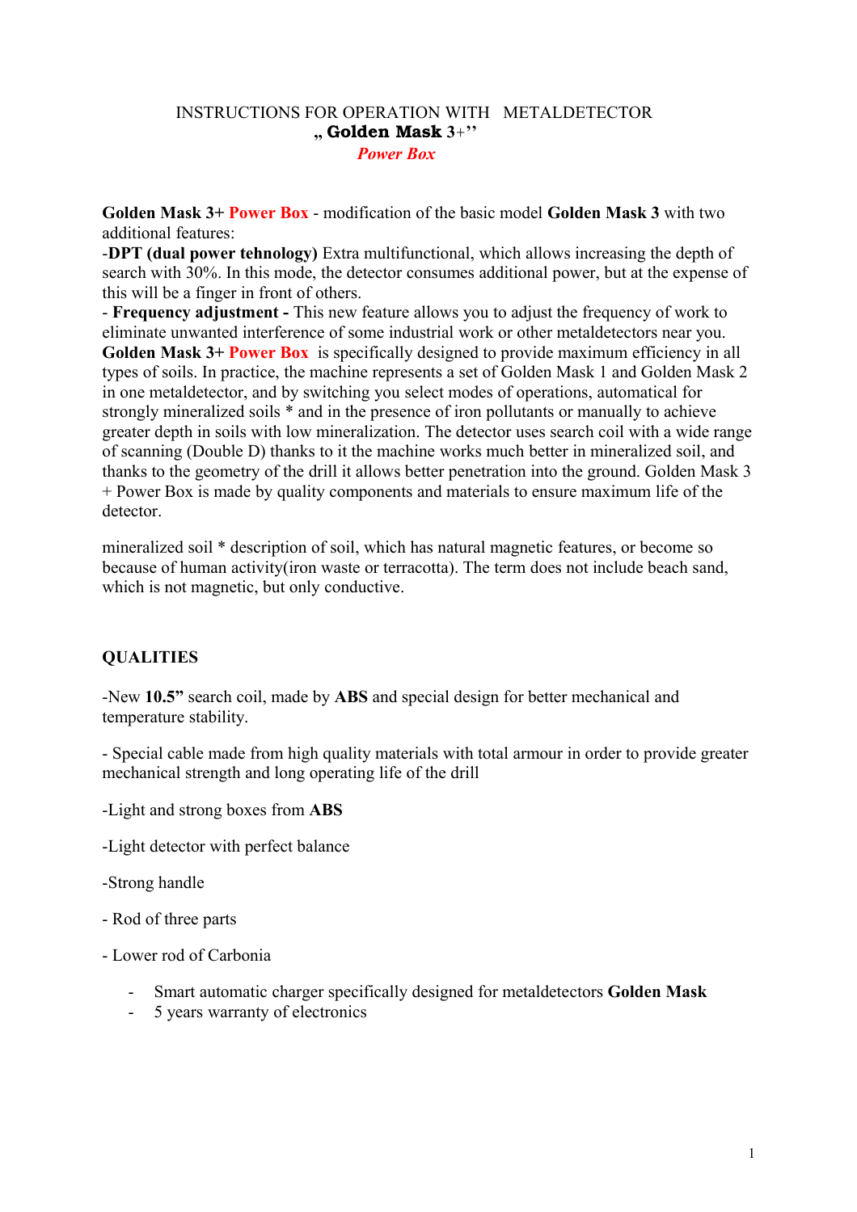# INSTRUCTIONS FOR OPERATION WITH METALDETECTOR „ **Golden Mask** 3+''

## *Power Box*

**Golden Mask 3+** Power Box - modification of the basic model **Golden Mask 3** with two additional features:

-**DPT (dual power tehnology)** Extra multifunctional, which allows increasing the depth of search with 30%. In this mode, the detector consumes additional power, but at the expense of this will be a finger in front of others.

- **Frequency adjustment -** This new feature allows you to adjust the frequency of work to eliminate unwanted interference of some industrial work or other metaldetectors near you.

**Golden Mask 3+** Power Box is specifically designed to provide maximum efficiency in all types of soils. In practice, the machine represents a set of Golden Mask 1 and Golden Mask 2 in one metaldetector, and by switching you select modes of operations, automatical for strongly mineralized soils * and in the presence of iron pollutants or manually to achieve greater depth in soils with low mineralization. The detector uses search coil with a wide range of scanning (Double D) thanks to it the machine works much better in mineralized soil, and thanks to the geometry of the drill it allows better penetration into the ground. Golden Mask 3 + Power Box is made by quality components and materials to ensure maximum life of the detector.

mineralized soil * description of soil, which has natural magnetic features, or become so because of human activity(iron waste or terracotta). The term does not include beach sand, which is not magnetic, but only conductive.

**QUALITIES**

-New **10.5''** search coil, made by **ABS** and special design for better mechanical and temperature stability.

- Special cable made from high quality materials with total armour in order to provide greater mechanical strength and long operating life of the drill

-Light and strong boxes from **ABS**

-Light detector with perfect balance

-Strong handle

- Rod of three parts

- Lower rod of Carbonia

- Smart automatic charger specifically designed for metaldetectors **Golden Mask**
- 5 years warranty of electronics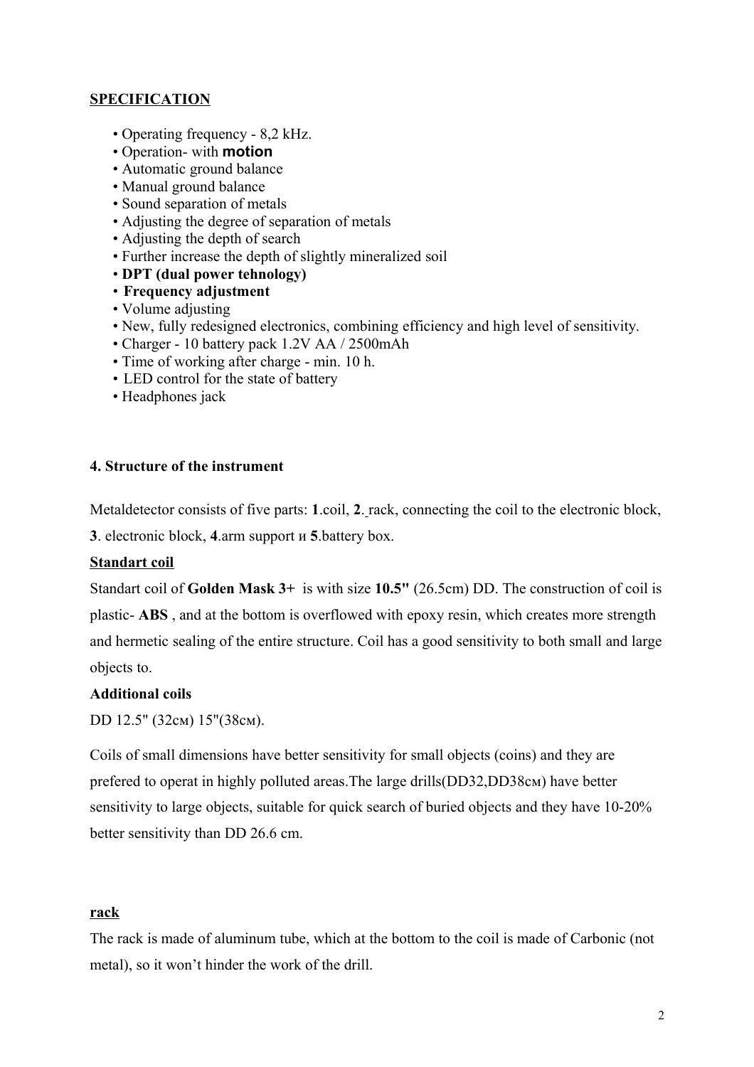## SPECIFICATION

- Operating frequency - 8,2 kHz.
- Operation- with **motion**
- Automatic ground balance
- Manual ground balance
- Sound separation of metals
- Adjusting the degree of separation of metals
- Adjusting the depth of search
- Further increase the depth of slightly mineralized soil
- **DPT (dual power tehnology)**
- **Frequency adjustment**
- Volume adjusting
- New, fully redesigned electronics, combining efficiency and high level of sensitivity.
- Charger - 10 battery pack 1.2V AA / 2500mAh
- Time of working after charge - min. 10 h.
- LED control for the state of battery
- Headphones jack

## 4. Structure of the instrument

Metaldetector consists of five parts: **1**.coil, **2**. rack, connecting the coil to the electronic block, **3**. electronic block, **4**.arm support и **5**.battery box.

### Standart coil

Standart coil of **Golden Mask 3+** is with size **10.5"** (26.5cm) DD. The construction of coil is plastic- **ABS** , and at the bottom is overflowed with epoxy resin, which creates more strength and hermetic sealing of the entire structure. Coil has a good sensitivity to both small and large objects to.

### Additional coils

DD 12.5" (32см) 15"(38см).

Coils of small dimensions have better sensitivity for small objects (coins) and they are prefered to operat in highly polluted areas.The large drills(DD32,DD38см) have better sensitivity to large objects, suitable for quick search of buried objects and they have 10-20% better sensitivity than DD 26.6 cm.

### rack

The rack is made of aluminum tube, which at the bottom to the coil is made of Carbonic (not metal), so it won't hinder the work of the drill.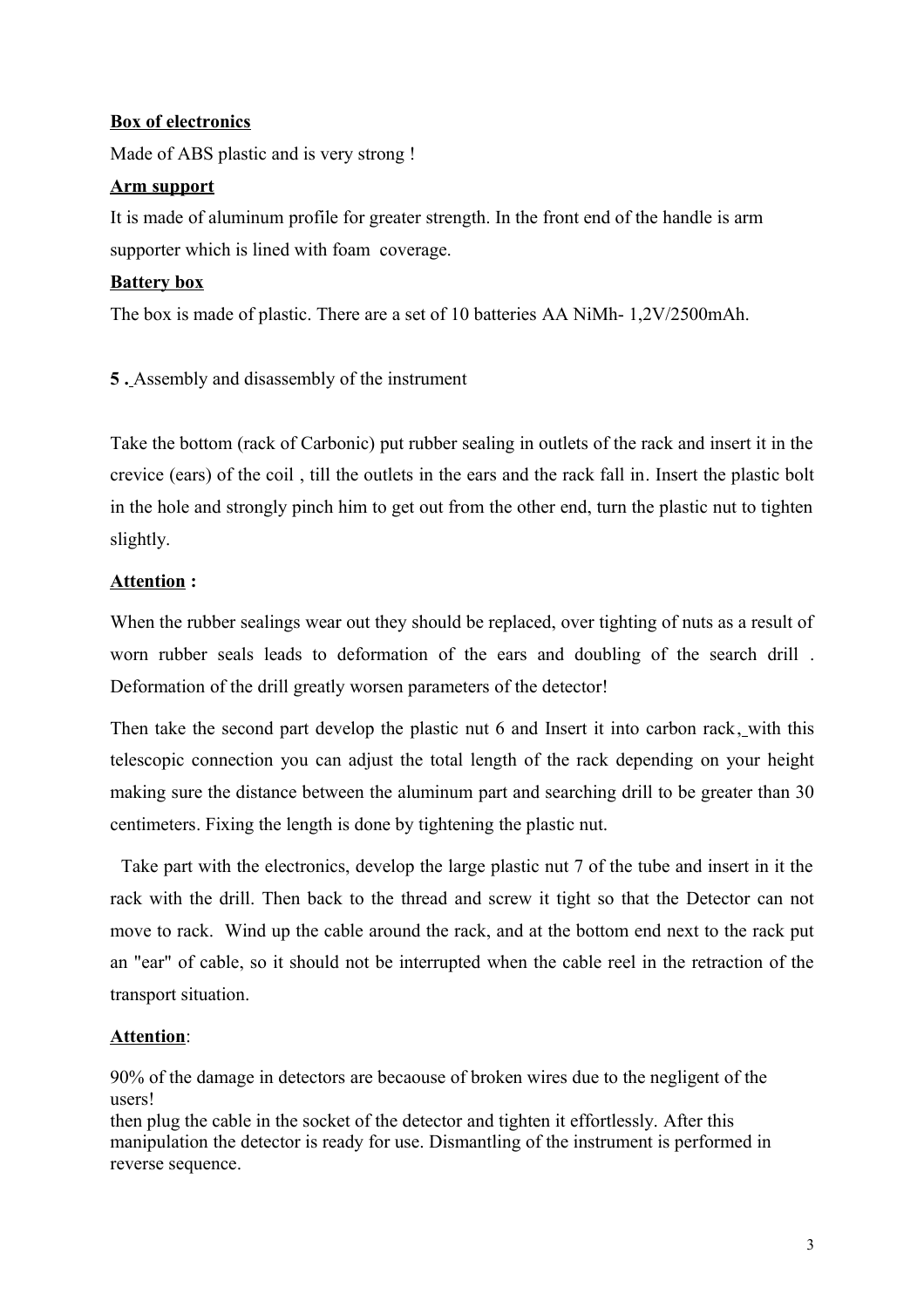**Box of electronics**

Made of ABS plastic and is very strong !

**Arm support**

It is made of aluminum profile for greater strength. In the front end of the handle is arm supporter which is lined with foam coverage.

**Battery box**

The box is made of plastic. There are a set of 10 batteries AA NiMh- 1,2V/2500mAh.

**5 .** Assembly and disassembly of the instrument

Take the bottom (rack of Carbonic) put rubber sealing in outlets of the rack and insert it in the crevice (ears) of the coil , till the outlets in the ears and the rack fall in. Insert the plastic bolt in the hole and strongly pinch him to get out from the other end, turn the plastic nut to tighten slightly.

**Attention :**

When the rubber sealings wear out they should be replaced, over tighting of nuts as a result of worn rubber seals leads to deformation of the ears and doubling of the search drill . Deformation of the drill greatly worsen parameters of the detector!

Then take the second part develop the plastic nut 6 and Insert it into carbon rack, with this telescopic connection you can adjust the total length of the rack depending on your height making sure the distance between the aluminum part and searching drill to be greater than 30 centimeters. Fixing the length is done by tightening the plastic nut.

Take part with the electronics, develop the large plastic nut 7 of the tube and insert in it the rack with the drill. Then back to the thread and screw it tight so that the Detector can not move to rack. Wind up the cable around the rack, and at the bottom end next to the rack put an "ear" of cable, so it should not be interrupted when the cable reel in the retraction of the transport situation.

**Attention**:

90% of the damage in detectors are becaouse of broken wires due to the negligent of the users!
then plug the cable in the socket of the detector and tighten it effortlessly. After this manipulation the detector is ready for use. Dismantling of the instrument is performed in reverse sequence.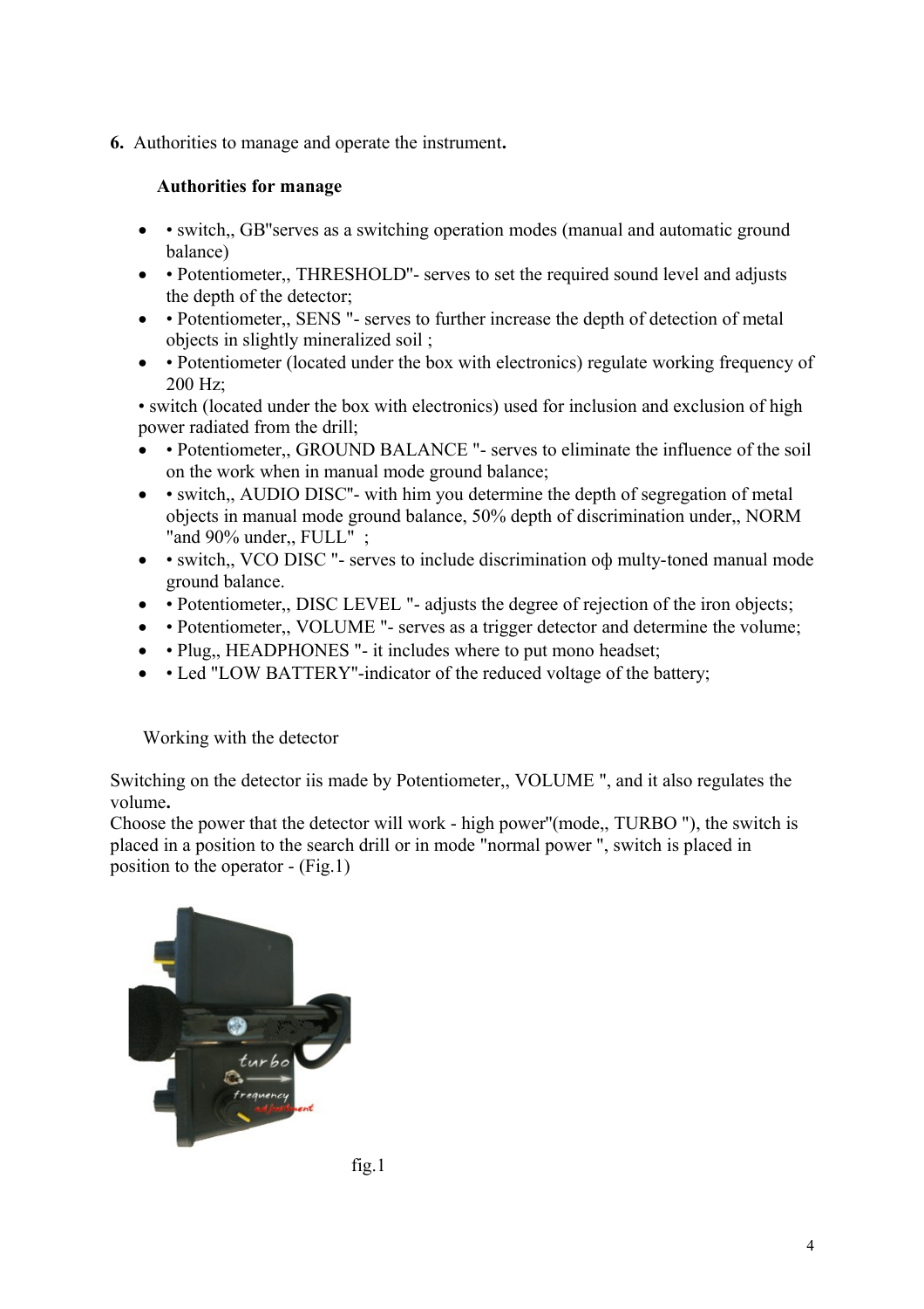**6.** Authorities to manage and operate the instrument**.**

**Authorities for manage**

- • switch,, GB"serves as a switching operation modes (manual and automatic ground balance)
- • Potentiometer,, THRESHOLD"- serves to set the required sound level and adjusts the depth of the detector;
- • Potentiometer,, SENS "- serves to further increase the depth of detection of metal objects in slightly mineralized soil ;
- • Potentiometer (located under the box with electronics) regulate working frequency of 200 Hz;

• switch (located under the box with electronics) used for inclusion and exclusion of high power radiated from the drill;

- • Potentiometer,, GROUND BALANCE "- serves to eliminate the influence of the soil on the work when in manual mode ground balance;
- • switch,, AUDIO DISC"- with him you determine the depth of segregation of metal objects in manual mode ground balance, 50% depth of discrimination under,, NORM "and 90% under,, FULL" ;
- • switch,, VCO DISC "- serves to include discrimination oф multy-toned manual mode ground balance.
- • Potentiometer,, DISC LEVEL "- adjusts the degree of rejection of the iron objects;
- • Potentiometer,, VOLUME "- serves as a trigger detector and determine the volume;
- • Plug,, HEADPHONES "- it includes where to put mono headset;
- • Led "LOW BATTERY"-indicator of the reduced voltage of the battery;

Working with the detector

Switching on the detector iis made by Potentiometer,, VOLUME ", and it also regulates the volume**.**
Choose the power that the detector will work - high power"(mode,, TURBO "), the switch is placed in a position to the search drill or in mode "normal power ", switch is placed in position to the operator - (Fig.1)

fig.1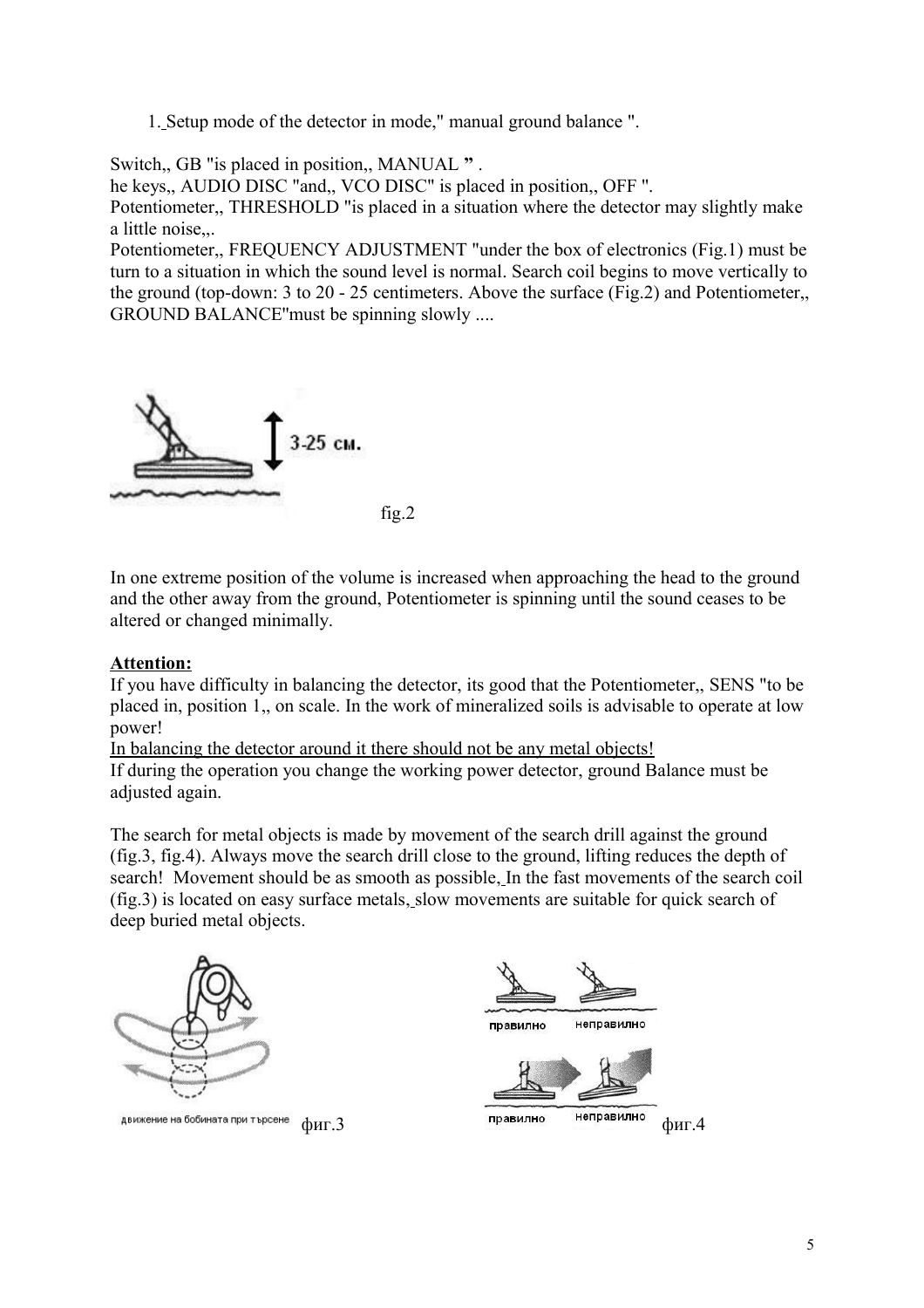1. Setup mode of the detector in mode," manual ground balance ".

Switch,, GB "is placed in position,, MANUAL ” .

he keys,, AUDIO DISC "and,, VCO DISC" is placed in position,, OFF ".

Potentiometer,, THRESHOLD "is placed in a situation where the detector may slightly make a little noise,,.

Potentiometer,, FREQUENCY ADJUSTMENT "under the box of electronics (Fig.1) must be turn to a situation in which the sound level is normal. Search coil begins to move vertically to the ground (top-down: 3 to 20 - 25 centimeters. Above the surface (Fig.2) and Potentiometer,, GROUND BALANCE"must be spinning slowly ....

3-25 см.

fig.2

In one extreme position of the volume is increased when approaching the head to the ground and the other away from the ground, Potentiometer is spinning until the sound ceases to be altered or changed minimally.

**Attention:**

If you have difficulty in balancing the detector, its good that the Potentiometer,, SENS "to be placed in, position 1,, on scale. In the work of mineralized soils is advisable to operate at low power!

In balancing the detector around it there should not be any metal objects!

If during the operation you change the working power detector, ground Balance must be adjusted again.

The search for metal objects is made by movement of the search drill against the ground (fig.3, fig.4). Always move the search drill close to the ground, lifting reduces the depth of search! Movement should be as smooth as possible, In the fast movements of the search coil (fig.3) is located on easy surface metals, slow movements are suitable for quick search of deep buried metal objects.

движение на бобината при търсене фиг.3

правилно неправилно

правилно неправилно фиг.4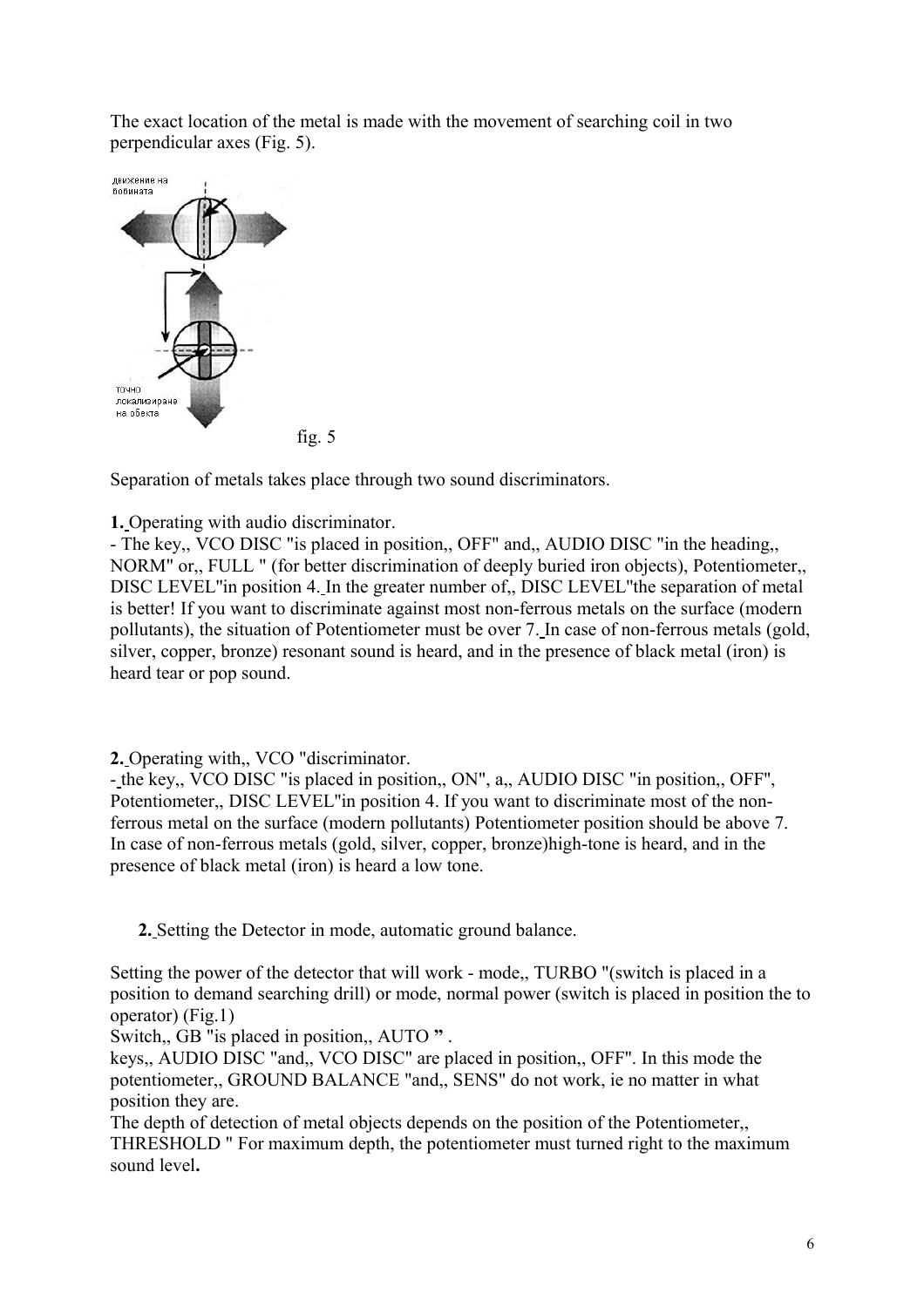The exact location of the metal is made with the movement of searching coil in two perpendicular axes (Fig. 5).

fig. 5

Separation of metals takes place through two sound discriminators.

**1.** Operating with audio discriminator.

- The key,, VCO DISC "is placed in position,, OFF" and,, AUDIO DISC "in the heading,, NORM" or,, FULL " (for better discrimination of deeply buried iron objects), Potentiometer,, DISC LEVEL"in position 4. In the greater number of,, DISC LEVEL"the separation of metal is better! If you want to discriminate against most non-ferrous metals on the surface (modern pollutants), the situation of Potentiometer must be over 7. In case of non-ferrous metals (gold, silver, copper, bronze) resonant sound is heard, and in the presence of black metal (iron) is heard tear or pop sound.

**2.** Operating with,, VCO "discriminator.

- the key,, VCO DISC "is placed in position,, ON", a,, AUDIO DISC "in position,, OFF", Potentiometer,, DISC LEVEL"in position 4. If you want to discriminate most of the non-ferrous metal on the surface (modern pollutants) Potentiometer position should be above 7. In case of non-ferrous metals (gold, silver, copper, bronze)high-tone is heard, and in the presence of black metal (iron) is heard a low tone.

**2.** Setting the Detector in mode, automatic ground balance.

Setting the power of the detector that will work - mode,, TURBO "(switch is placed in a position to demand searching drill) or mode, normal power (switch is placed in position the to operator) (Fig.1)

Switch,, GB "is placed in position,, AUTO **"** .

keys,, AUDIO DISC "and,, VCO DISC" are placed in position,, OFF". In this mode the potentiometer,, GROUND BALANCE "and,, SENS" do not work, ie no matter in what position they are.

The depth of detection of metal objects depends on the position of the Potentiometer,, THRESHOLD " For maximum depth, the potentiometer must turned right to the maximum sound level**.**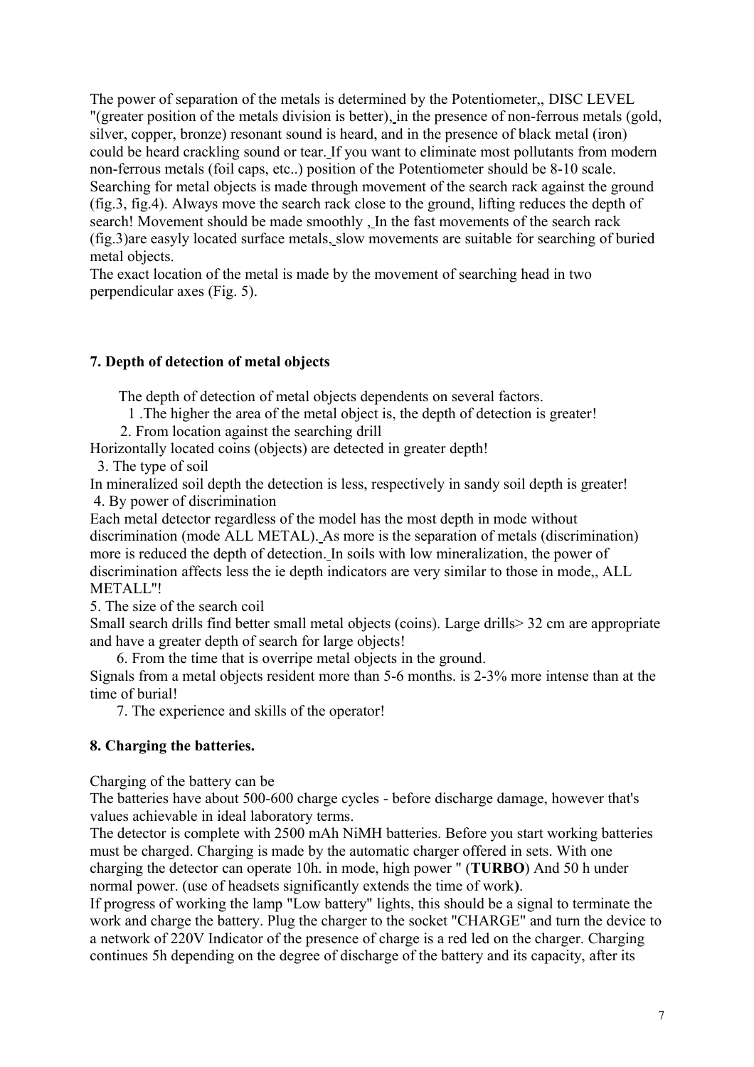The power of separation of the metals is determined by the Potentiometer,, DISC LEVEL "(greater position of the metals division is better), in the presence of non-ferrous metals (gold, silver, copper, bronze) resonant sound is heard, and in the presence of black metal (iron) could be heard crackling sound or tear. If you want to eliminate most pollutants from modern non-ferrous metals (foil caps, etc..) position of the Potentiometer should be 8-10 scale. Searching for metal objects is made through movement of the search rack against the ground (fig.3, fig.4). Always move the search rack close to the ground, lifting reduces the depth of search! Movement should be made smoothly , In the fast movements of the search rack (fig.3)are easyly located surface metals, slow movements are suitable for searching of buried metal objects.
The exact location of the metal is made by the movement of searching head in two perpendicular axes (Fig. 5).

## 7. Depth of detection of metal objects

The depth of detection of metal objects dependents on several factors.

1 .The higher the area of the metal object is, the depth of detection is greater!

2. From location against the searching drill

Horizontally located coins (objects) are detected in greater depth!

3. The type of soil

In mineralized soil depth the detection is less, respectively in sandy soil depth is greater!

4. By power of discrimination

Each metal detector regardless of the model has the most depth in mode without discrimination (mode ALL METAL). As more is the separation of metals (discrimination) more is reduced the depth of detection. In soils with low mineralization, the power of discrimination affects less the ie depth indicators are very similar to those in mode,, ALL METALL"!

5. The size of the search coil

Small search drills find better small metal objects (coins). Large drills> 32 cm are appropriate and have a greater depth of search for large objects!

6. From the time that is overripe metal objects in the ground.

Signals from a metal objects resident more than 5-6 months. is 2-3% more intense than at the time of burial!

7. The experience and skills of the operator!

## 8. Charging the batteries.

Charging of the battery can be
The batteries have about 500-600 charge cycles - before discharge damage, however that's values achievable in ideal laboratory terms.
The detector is complete with 2500 mAh NiMH batteries. Before you start working batteries must be charged. Charging is made by the automatic charger offered in sets. With one charging the detector can operate 10h. in mode, high power " (**TURBO**) And 50 h under normal power. (use of headsets significantly extends the time of work**)**.
If progress of working the lamp "Low battery" lights, this should be a signal to terminate the work and charge the battery. Plug the charger to the socket "CHARGE" and turn the device to a network of 220V Indicator of the presence of charge is a red led on the charger. Charging continues 5h depending on the degree of discharge of the battery and its capacity, after its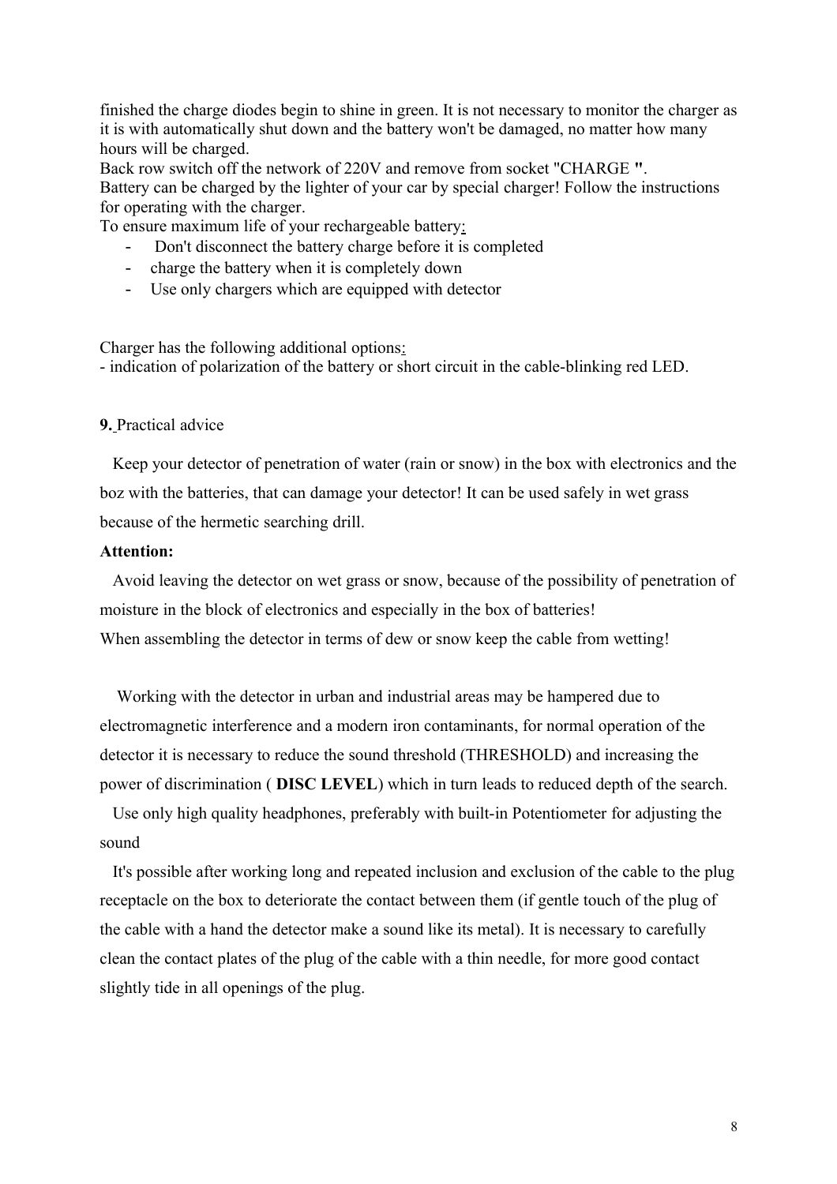finished the charge diodes begin to shine in green. It is not necessary to monitor the charger as it is with automatically shut down and the battery won't be damaged, no matter how many hours will be charged.
Back row switch off the network of 220V and remove from socket "CHARGE ".
Battery can be charged by the lighter of your car by special charger! Follow the instructions for operating with the charger.
To ensure maximum life of your rechargeable battery:

- Don't disconnect the battery charge before it is completed
- charge the battery when it is completely down
- Use only chargers which are equipped with detector

Charger has the following additional options:
- indication of polarization of the battery or short circuit in the cable-blinking red LED.

**9.** Practical advice

Keep your detector of penetration of water (rain or snow) in the box with electronics and the boz with the batteries, that can damage your detector! It can be used safely in wet grass because of the hermetic searching drill.

**Attention:**

Avoid leaving the detector on wet grass or snow, because of the possibility of penetration of moisture in the block of electronics and especially in the box of batteries!
When assembling the detector in terms of dew or snow keep the cable from wetting!

Working with the detector in urban and industrial areas may be hampered due to electromagnetic interference and a modern iron contaminants, for normal operation of the detector it is necessary to reduce the sound threshold (THRESHOLD) and increasing the power of discrimination ( **DISC LEVEL**) which in turn leads to reduced depth of the search.

Use only high quality headphones, preferably with built-in Potentiometer for adjusting the sound

It's possible after working long and repeated inclusion and exclusion of the cable to the plug receptacle on the box to deteriorate the contact between them (if gentle touch of the plug of the cable with a hand the detector make a sound like its metal). It is necessary to carefully clean the contact plates of the plug of the cable with a thin needle, for more good contact slightly tide in all openings of the plug.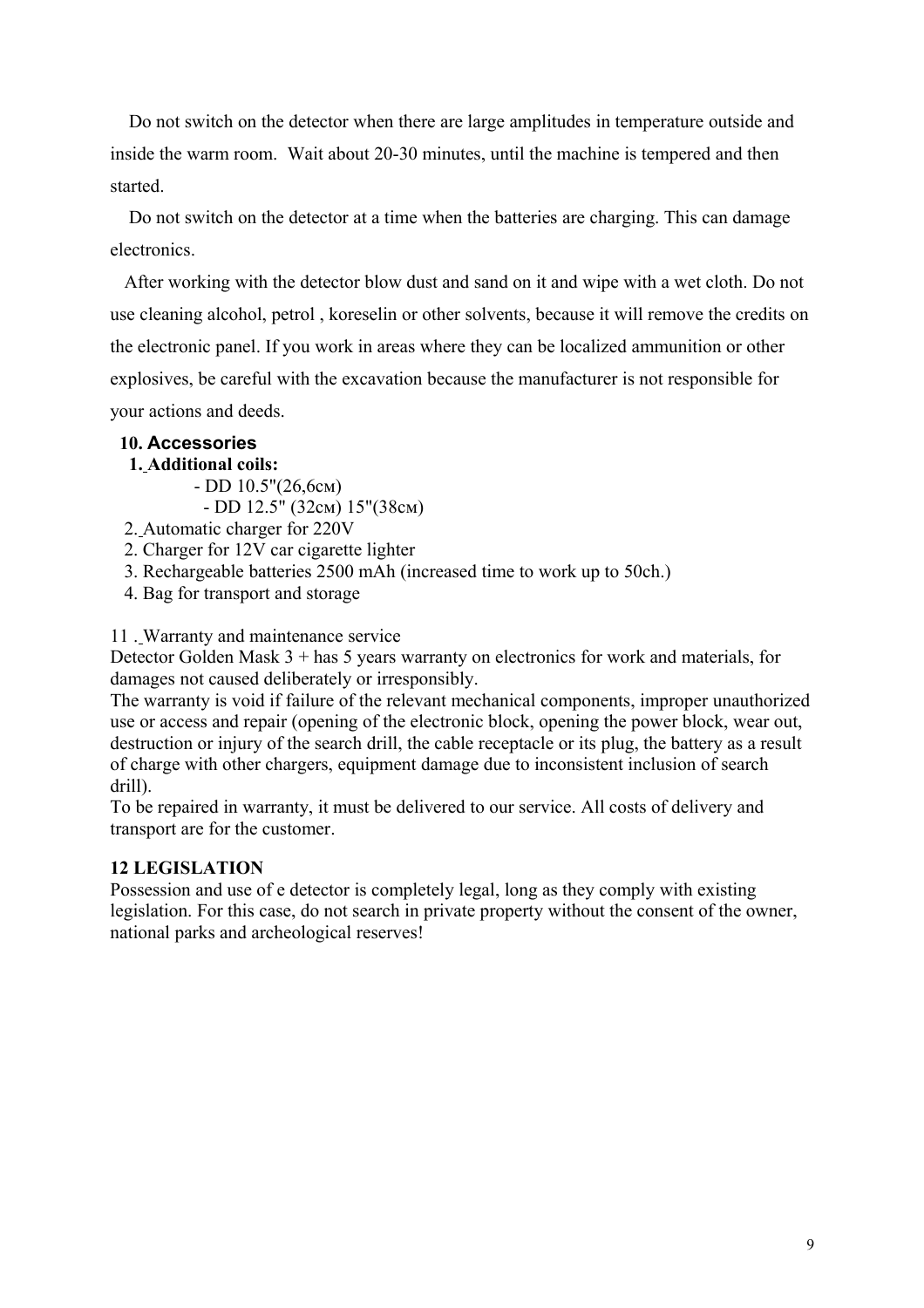Do not switch on the detector when there are large amplitudes in temperature outside and inside the warm room. Wait about 20-30 minutes, until the machine is tempered and then started.

Do not switch on the detector at a time when the batteries are charging. This can damage electronics.

After working with the detector blow dust and sand on it and wipe with a wet cloth. Do not use cleaning alcohol, petrol , koreselin or other solvents, because it will remove the credits on the electronic panel. If you work in areas where they can be localized ammunition or other explosives, be careful with the excavation because the manufacturer is not responsible for your actions and deeds.

## 10. Accessories

**1. Additional coils:**

- DD 10.5"(26,6см)
- DD 12.5" (32см) 15"(38см)

2. Automatic charger for 220V
2. Charger for 12V car cigarette lighter
3. Rechargeable batteries 2500 mAh (increased time to work up to 50ch.)
4. Bag for transport and storage

11 . Warranty and maintenance service

Detector Golden Mask 3 + has 5 years warranty on electronics for work and materials, for damages not caused deliberately or irresponsibly.

The warranty is void if failure of the relevant mechanical components, improper unauthorized use or access and repair (opening of the electronic block, opening the power block, wear out, destruction or injury of the search drill, the cable receptacle or its plug, the battery as a result of charge with other chargers, equipment damage due to inconsistent inclusion of search drill).

To be repaired in warranty, it must be delivered to our service. All costs of delivery and transport are for the customer.

**12 LEGISLATION**

Possession and use of e detector is completely legal, long as they comply with existing legislation. For this case, do not search in private property without the consent of the owner, national parks and archeological reserves!